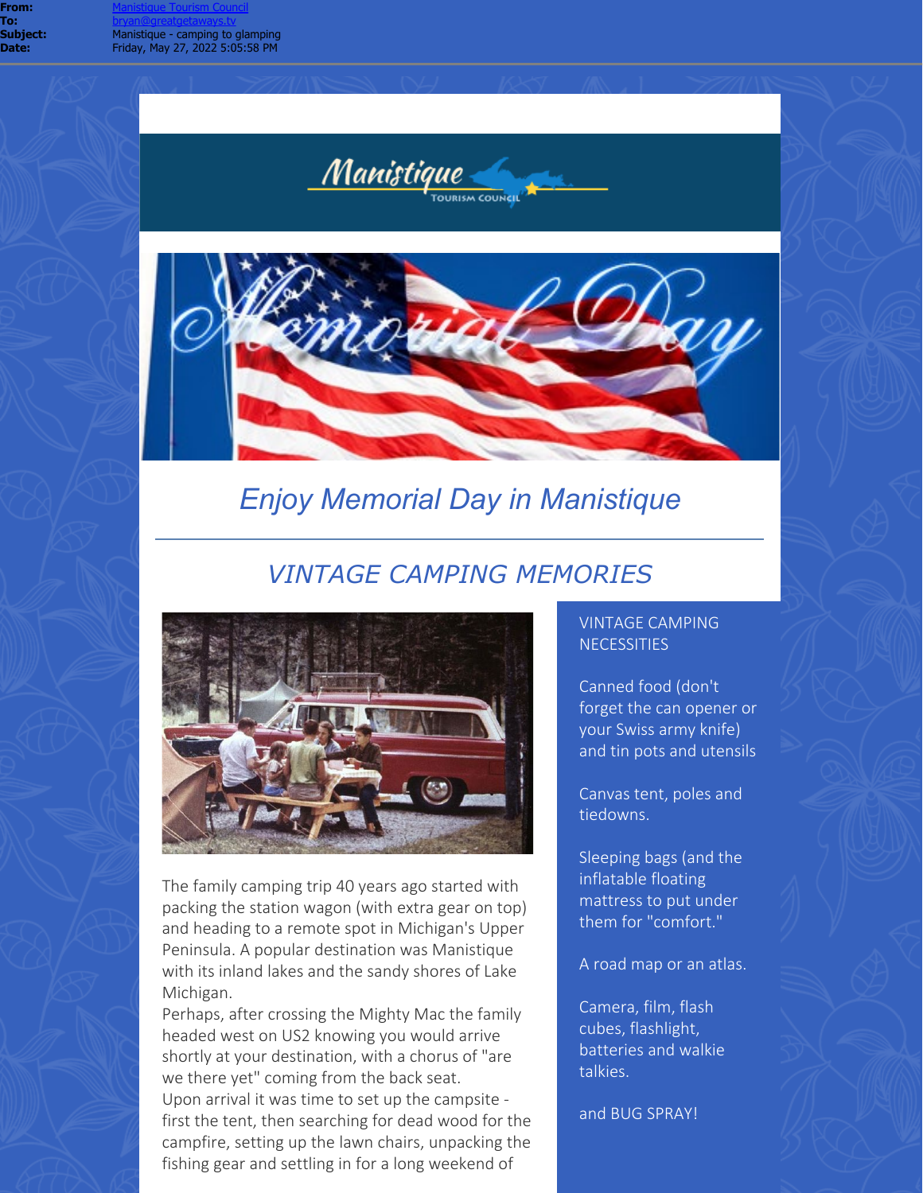**From:** Manistique Tourism Council
**To:** bryan@greatgetaways.tv
**Subject:** Manistique - camping to glamping
**Date:** Friday, May 27, 2022 5:05:58 PM

Manistique TOURISM COUNCIL

Memorial Day

# *Enjoy Memorial Day in Manistique*

---

## *VINTAGE CAMPING MEMORIES*

The family camping trip 40 years ago started with packing the station wagon (with extra gear on top) and heading to a remote spot in Michigan's Upper Peninsula. A popular destination was Manistique with its inland lakes and the sandy shores of Lake Michigan.
Perhaps, after crossing the Mighty Mac the family headed west on US2 knowing you would arrive shortly at your destination, with a chorus of "are we there yet" coming from the back seat.
Upon arrival it was time to set up the campsite - first the tent, then searching for dead wood for the campfire, setting up the lawn chairs, unpacking the fishing gear and settling in for a long weekend of

VINTAGE CAMPING NECESSITIES

Canned food (don't forget the can opener or your Swiss army knife) and tin pots and utensils

Canvas tent, poles and tiedowns.

Sleeping bags (and the inflatable floating mattress to put under them for "comfort."

A road map or an atlas.

Camera, film, flash cubes, flashlight, batteries and walkie talkies.

and BUG SPRAY!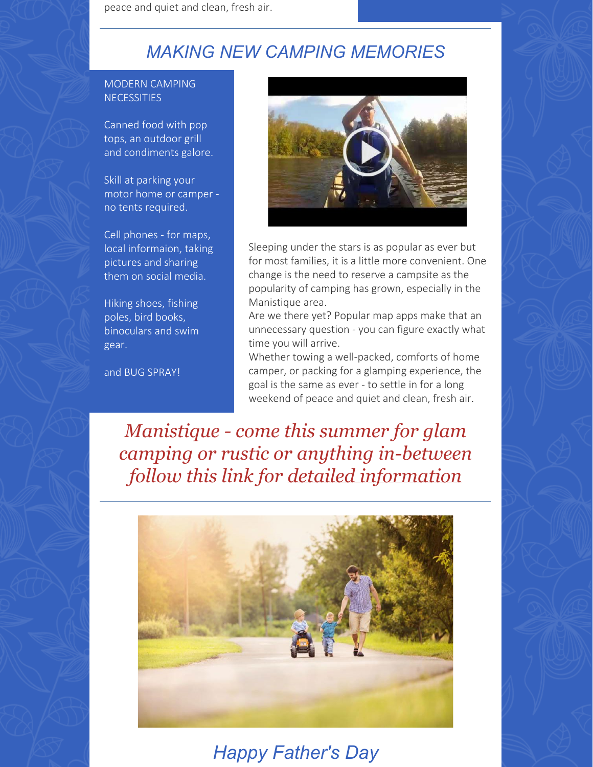peace and quiet and clean, fresh air.

## *MAKING NEW CAMPING MEMORIES*

MODERN CAMPING NECESSITIES

Canned food with pop tops, an outdoor grill and condiments galore.

Skill at parking your motor home or camper - no tents required.

Cell phones - for maps, local informaion, taking pictures and sharing them on social media.

Hiking shoes, fishing poles, bird books, binoculars and swim gear.

and BUG SPRAY!

Sleeping under the stars is as popular as ever but for most families, it is a little more convenient. One change is the need to reserve a campsite as the popularity of camping has grown, especially in the Manistique area.

Are we there yet? Popular map apps make that an unnecessary question - you can figure exactly what time you will arrive.

Whether towing a well-packed, comforts of home camper, or packing for a glamping experience, the goal is the same as ever - to settle in for a long weekend of peace and quiet and clean, fresh air.

*Manistique - come this summer for glam camping or rustic or anything in-between follow this link for detailed information*

## *Happy Father's Day*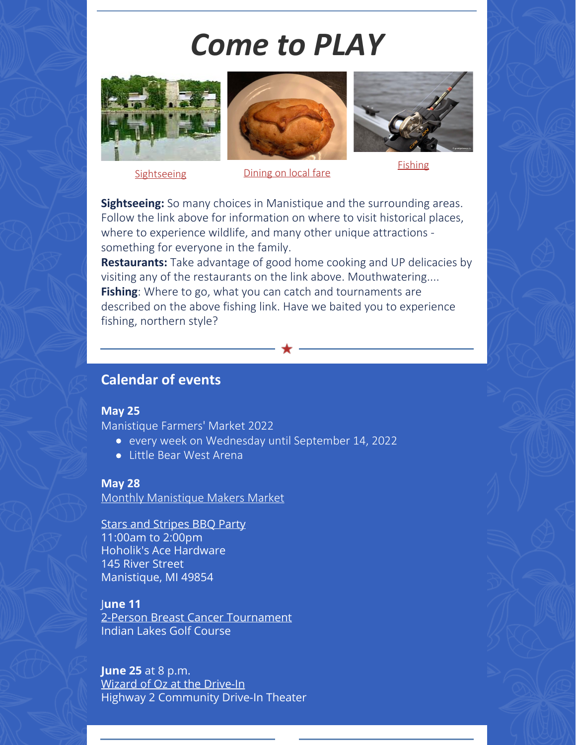# *Come to PLAY*

Sightseeing | Dining on local fare | Fishing

**Sightseeing:** So many choices in Manistique and the surrounding areas. Follow the link above for information on where to visit historical places, where to experience wildlife, and many other unique attractions - something for everyone in the family.
**Restaurants:** Take advantage of good home cooking and UP delicacies by visiting any of the restaurants on the link above. Mouthwatering....
**Fishing**: Where to go, what you can catch and tournaments are described on the above fishing link. Have we baited you to experience fishing, northern style?

## Calendar of events

**May 25**
Manistique Farmers' Market 2022

- every week on Wednesday until September 14, 2022
- Little Bear West Arena

**May 28**
Monthly Manistique Makers Market

Stars and Stripes BBQ Party
11:00am to 2:00pm
Hoholik's Ace Hardware
145 River Street
Manistique, MI 49854

**June 11**
2-Person Breast Cancer Tournament
Indian Lakes Golf Course

**June 25** at 8 p.m.
Wizard of Oz at the Drive-In
Highway 2 Community Drive-In Theater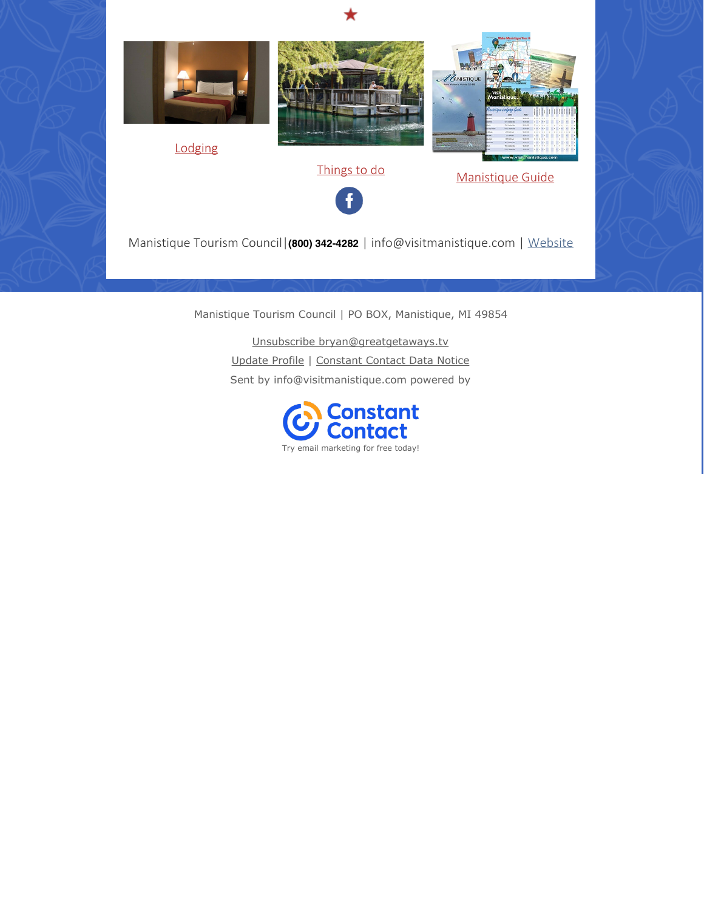★

Lodging

Things to do

Manistique Guide

Manistique Tourism Council | **(800) 342-4282** | info@visitmanistique.com | Website

Manistique Tourism Council | PO BOX, Manistique, MI 49854

Unsubscribe bryan@greatgetaways.tv

Update Profile | Constant Contact Data Notice

Sent by info@visitmanistique.com powered by

Constant Contact

Try email marketing for free today!